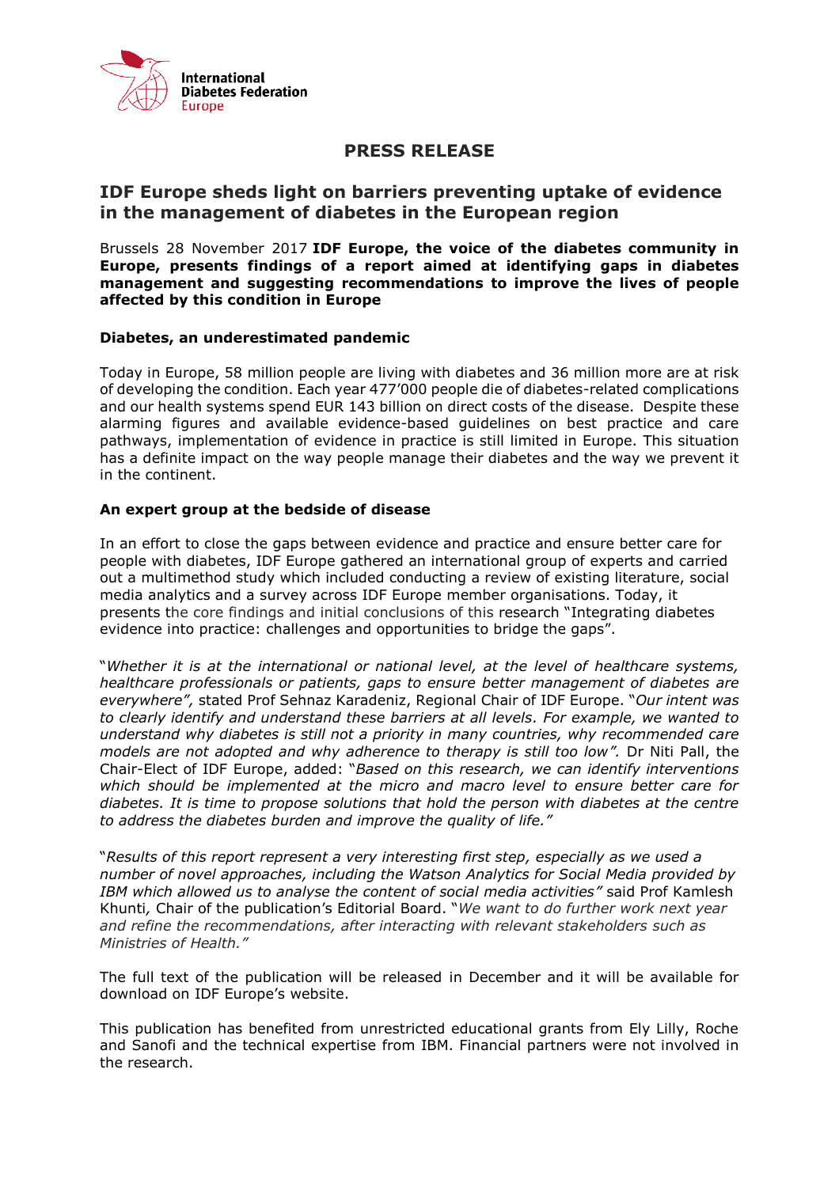International Diabetes Federation Europe

# PRESS RELEASE

## IDF Europe sheds light on barriers preventing uptake of evidence in the management of diabetes in the European region

Brussels 28 November 2017 **IDF Europe, the voice of the diabetes community in Europe, presents findings of a report aimed at identifying gaps in diabetes management and suggesting recommendations to improve the lives of people affected by this condition in Europe**

### Diabetes, an underestimated pandemic

Today in Europe, 58 million people are living with diabetes and 36 million more are at risk of developing the condition. Each year 477'000 people die of diabetes-related complications and our health systems spend EUR 143 billion on direct costs of the disease. Despite these alarming figures and available evidence-based guidelines on best practice and care pathways, implementation of evidence in practice is still limited in Europe. This situation has a definite impact on the way people manage their diabetes and the way we prevent it in the continent.

### An expert group at the bedside of disease

In an effort to close the gaps between evidence and practice and ensure better care for people with diabetes, IDF Europe gathered an international group of experts and carried out a multimethod study which included conducting a review of existing literature, social media analytics and a survey across IDF Europe member organisations. Today, it presents the core findings and initial conclusions of this research "Integrating diabetes evidence into practice: challenges and opportunities to bridge the gaps".

"*Whether it is at the international or national level, at the level of healthcare systems, healthcare professionals or patients, gaps to ensure better management of diabetes are everywhere",* stated Prof Sehnaz Karadeniz, Regional Chair of IDF Europe. "*Our intent was to clearly identify and understand these barriers at all levels. For example, we wanted to understand why diabetes is still not a priority in many countries, why recommended care models are not adopted and why adherence to therapy is still too low".* Dr Niti Pall, the Chair-Elect of IDF Europe, added: "*Based on this research, we can identify interventions which should be implemented at the micro and macro level to ensure better care for diabetes. It is time to propose solutions that hold the person with diabetes at the centre to address the diabetes burden and improve the quality of life."*

"*Results of this report represent a very interesting first step, especially as we used a number of novel approaches, including the Watson Analytics for Social Media provided by IBM which allowed us to analyse the content of social media activities"* said Prof Kamlesh Khunti*,* Chair of the publication's Editorial Board. "*We want to do further work next year and refine the recommendations, after interacting with relevant stakeholders such as Ministries of Health."*

The full text of the publication will be released in December and it will be available for download on IDF Europe's website.

This publication has benefited from unrestricted educational grants from Ely Lilly, Roche and Sanofi and the technical expertise from IBM. Financial partners were not involved in the research.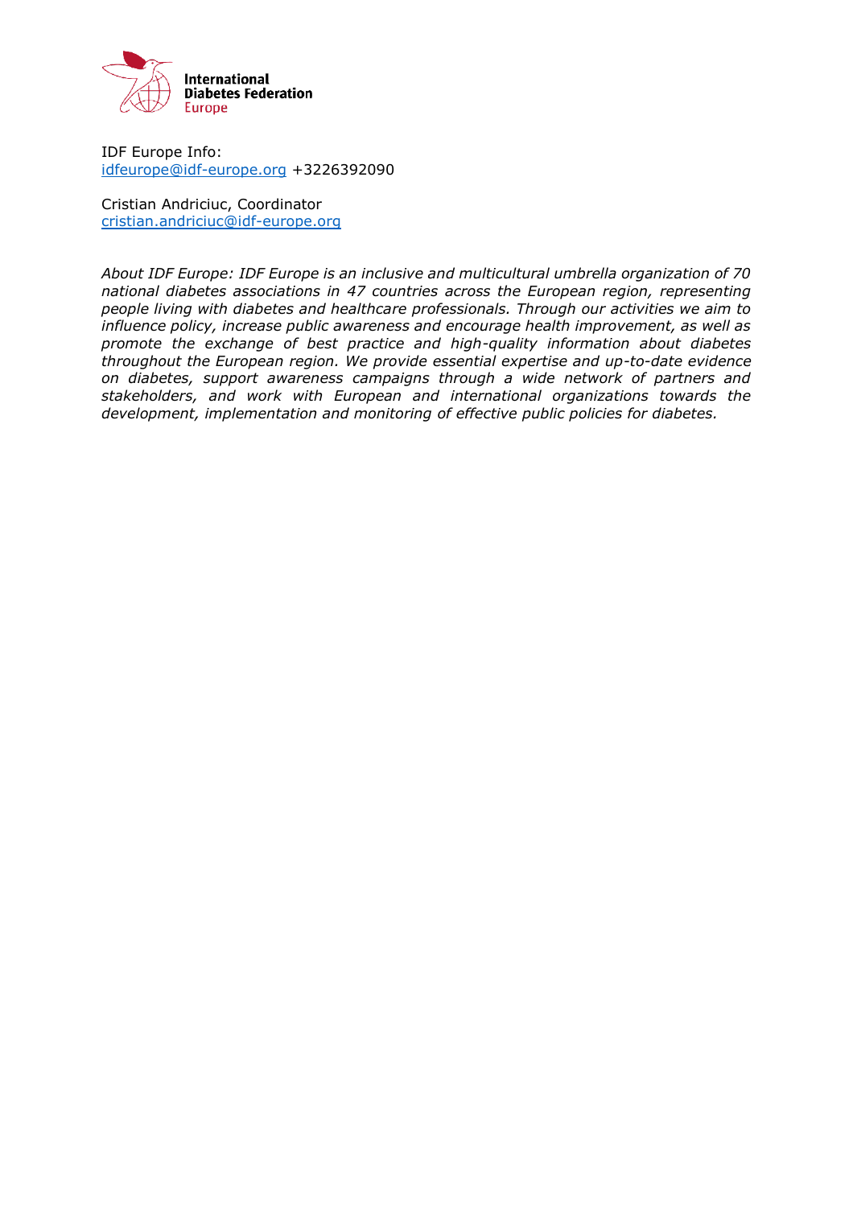IDF Europe Info:
idfeurope@idf-europe.org +3226392090

Cristian Andriciuc, Coordinator
cristian.andriciuc@idf-europe.org

*About IDF Europe: IDF Europe is an inclusive and multicultural umbrella organization of 70 national diabetes associations in 47 countries across the European region, representing people living with diabetes and healthcare professionals. Through our activities we aim to influence policy, increase public awareness and encourage health improvement, as well as promote the exchange of best practice and high-quality information about diabetes throughout the European region. We provide essential expertise and up-to-date evidence on diabetes, support awareness campaigns through a wide network of partners and stakeholders, and work with European and international organizations towards the development, implementation and monitoring of effective public policies for diabetes.*